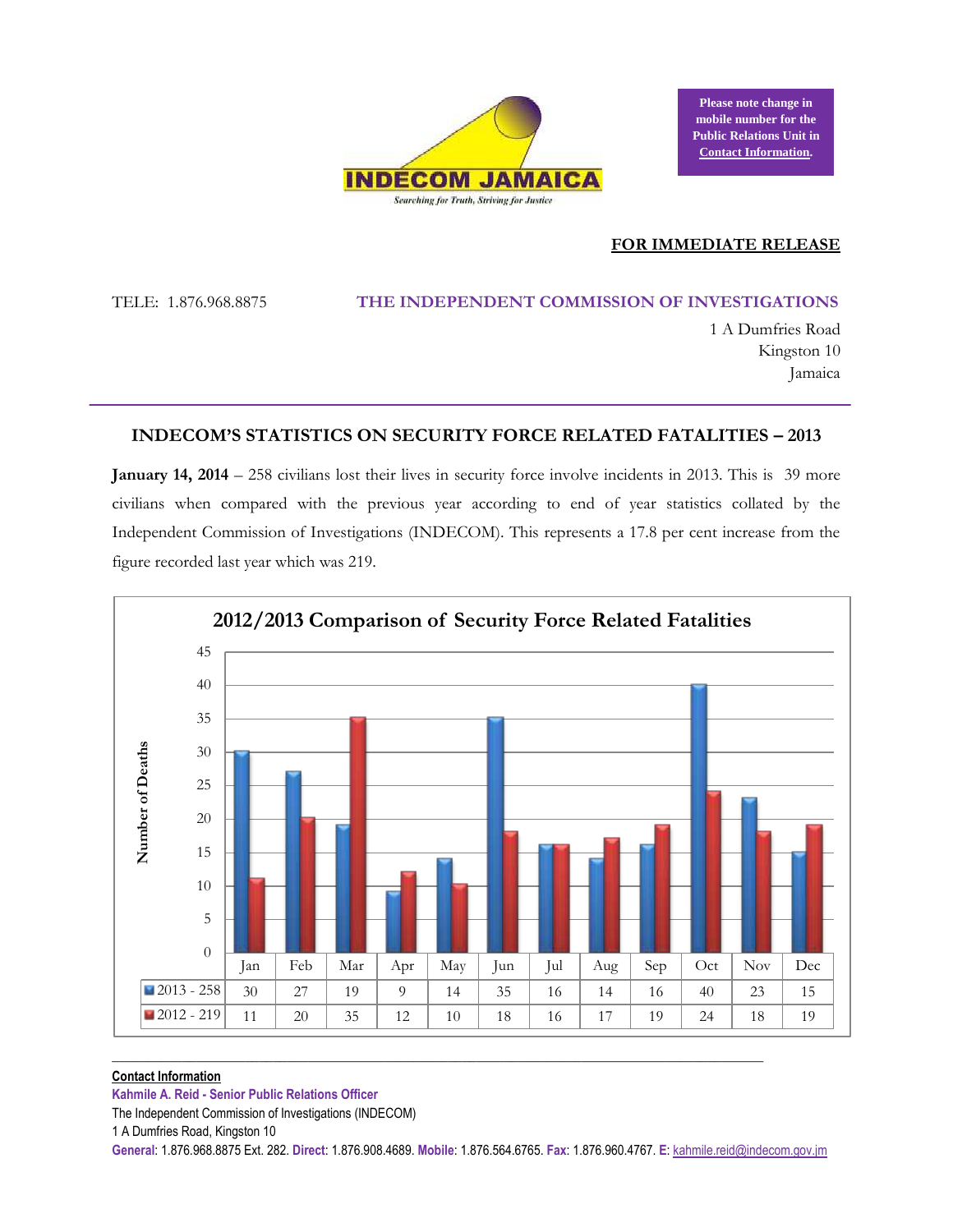INDECOM JAMAICA

*Searching for Truth, Striving for Justice*

**Please note change in mobile number for the Public Relations Unit in Contact Information.**

**FOR IMMEDIATE RELEASE**

TELE: 1.876.968.8875

**THE INDEPENDENT COMMISSION OF INVESTIGATIONS**

1 A Dumfries Road
Kingston 10
Jamaica

## INDECOM'S STATISTICS ON SECURITY FORCE RELATED FATALITIES – 2013

**January 14, 2014** – 258 civilians lost their lives in security force involve incidents in 2013. This is 39 more civilians when compared with the previous year according to end of year statistics collated by the Independent Commission of Investigations (INDECOM). This represents a 17.8 per cent increase from the figure recorded last year which was 219.

**2012/2013 Comparison of Security Force Related Fatalities**

| | Jan | Feb | Mar | Apr | May | Jun | Jul | Aug | Sep | Oct | Nov | Dec |
|---|---|---|---|---|---|---|---|---|---|---|---|---|
| 2013 - 258 | 30 | 27 | 19 | 9 | 14 | 35 | 16 | 14 | 16 | 40 | 23 | 15 |
| 2012 - 219 | 11 | 20 | 35 | 12 | 10 | 18 | 16 | 17 | 19 | 24 | 18 | 19 |

**Contact Information**

**Kahmile A. Reid - Senior Public Relations Officer**

The Independent Commission of Investigations (INDECOM)

1 A Dumfries Road, Kingston 10

**General**: 1.876.968.8875 Ext. 282. **Direct**: 1.876.908.4689. **Mobile**: 1.876.564.6765. **Fax**: 1.876.960.4767. **E**: kahmile.reid@indecom.gov.jm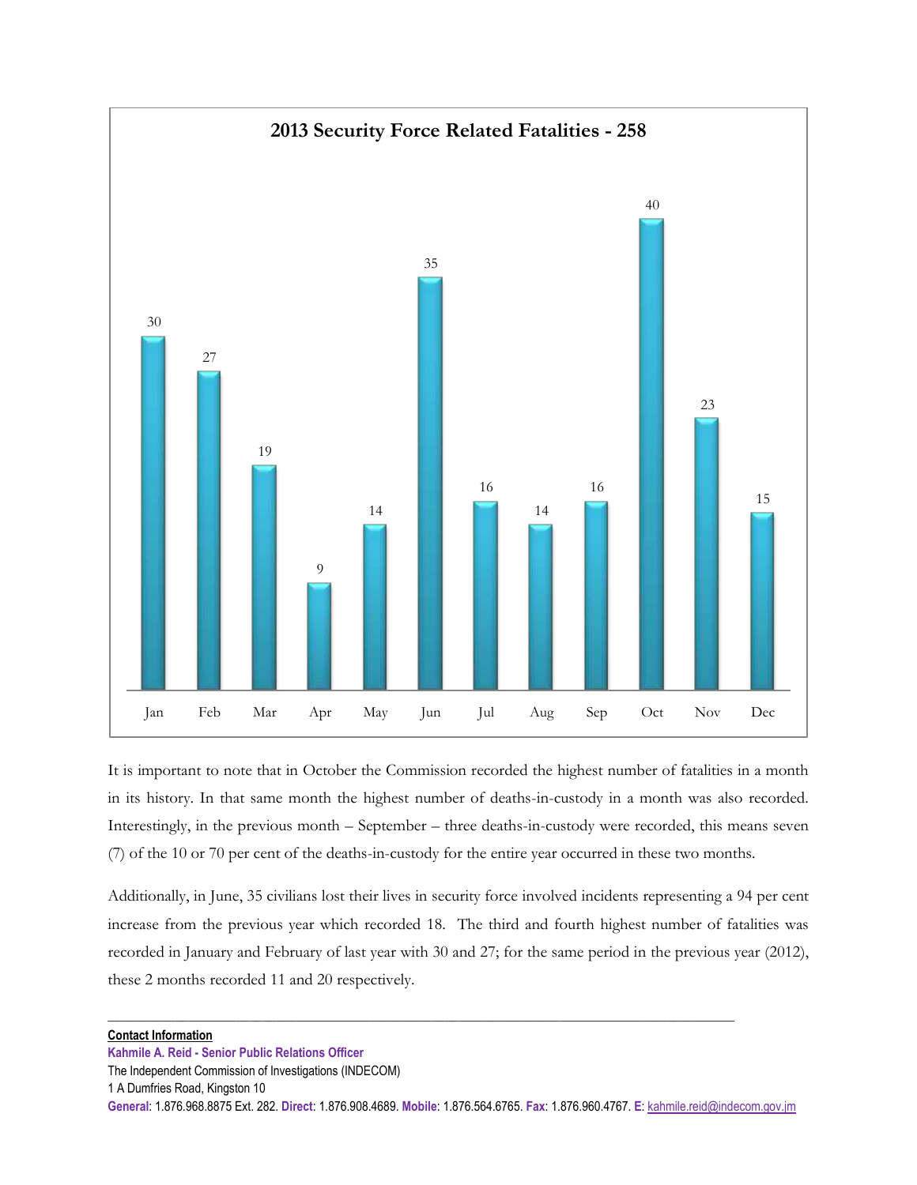**2013 Security Force Related Fatalities - 258**

| Jan | Feb | Mar | Apr | May | Jun | Jul | Aug | Sep | Oct | Nov | Dec |
|---|---|---|---|---|---|---|---|---|---|---|---|
| 30 | 27 | 19 | 9 | 14 | 35 | 16 | 14 | 16 | 40 | 23 | 15 |

It is important to note that in October the Commission recorded the highest number of fatalities in a month in its history. In that same month the highest number of deaths-in-custody in a month was also recorded. Interestingly, in the previous month – September – three deaths-in-custody were recorded, this means seven (7) of the 10 or 70 per cent of the deaths-in-custody for the entire year occurred in these two months.

Additionally, in June, 35 civilians lost their lives in security force involved incidents representing a 94 per cent increase from the previous year which recorded 18. The third and fourth highest number of fatalities was recorded in January and February of last year with 30 and 27; for the same period in the previous year (2012), these 2 months recorded 11 and 20 respectively.

---

**Contact Information**
**Kahmile A. Reid - Senior Public Relations Officer**
The Independent Commission of Investigations (INDECOM)
1 A Dumfries Road, Kingston 10
**General**: 1.876.968.8875 Ext. 282. **Direct**: 1.876.908.4689. **Mobile**: 1.876.564.6765. **Fax**: 1.876.960.4767. **E**: kahmile.reid@indecom.gov.jm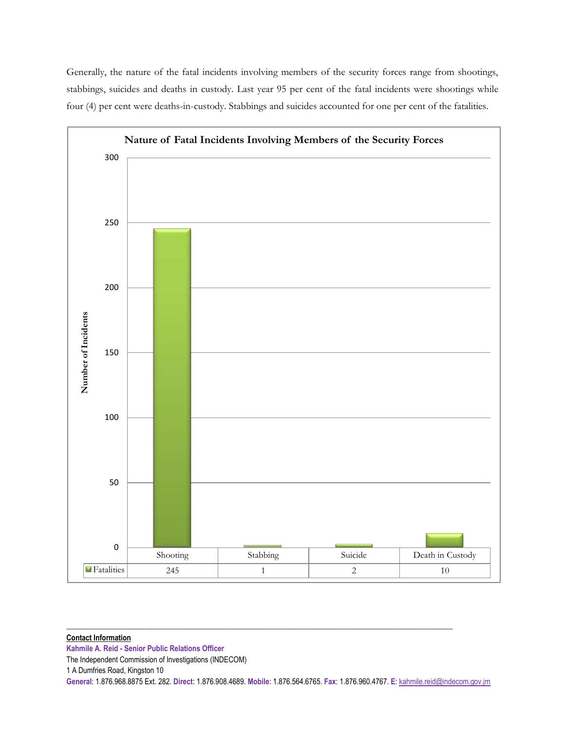Generally, the nature of the fatal incidents involving members of the security forces range from shootings, stabbings, suicides and deaths in custody. Last year 95 per cent of the fatal incidents were shootings while four (4) per cent were deaths-in-custody. Stabbings and suicides accounted for one per cent of the fatalities.

**Nature of Fatal Incidents Involving Members of the Security Forces**

| | Shooting | Stabbing | Suicide | Death in Custody |
|---|---|---|---|---|
| Fatalities | 245 | 1 | 2 | 10 |

---

**Contact Information**

**Kahmile A. Reid - Senior Public Relations Officer**

The Independent Commission of Investigations (INDECOM)

1 A Dumfries Road, Kingston 10

**General**: 1.876.968.8875 Ext. 282. **Direct**: 1.876.908.4689. **Mobile**: 1.876.564.6765. **Fax**: 1.876.960.4767. **E**: kahmile.reid@indecom.gov.jm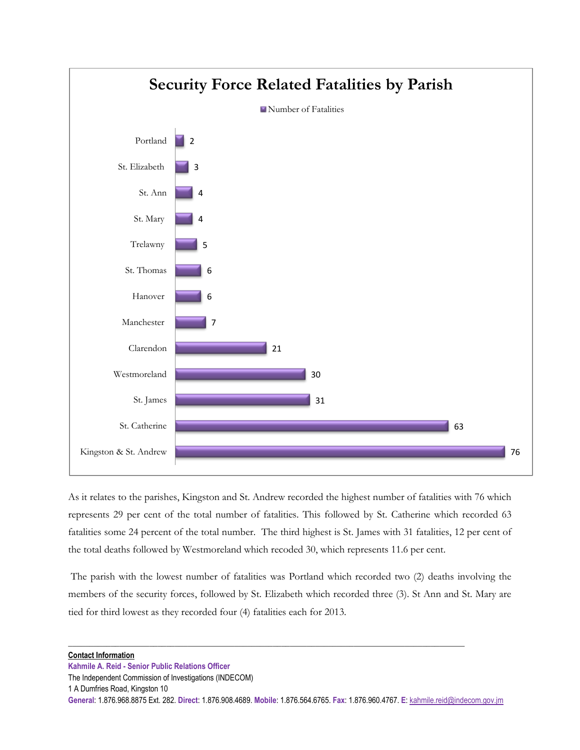## Security Force Related Fatalities by Parish

| Parish | Number of Fatalities |
|---|---|
| Portland | 2 |
| St. Elizabeth | 3 |
| St. Ann | 4 |
| St. Mary | 4 |
| Trelawny | 5 |
| St. Thomas | 6 |
| Hanover | 6 |
| Manchester | 7 |
| Clarendon | 21 |
| Westmoreland | 30 |
| St. James | 31 |
| St. Catherine | 63 |
| Kingston & St. Andrew | 76 |

As it relates to the parishes, Kingston and St. Andrew recorded the highest number of fatalities with 76 which represents 29 per cent of the total number of fatalities. This followed by St. Catherine which recorded 63 fatalities some 24 percent of the total number. The third highest is St. James with 31 fatalities, 12 per cent of the total deaths followed by Westmoreland which recoded 30, which represents 11.6 per cent.

The parish with the lowest number of fatalities was Portland which recorded two (2) deaths involving the members of the security forces, followed by St. Elizabeth which recorded three (3). St Ann and St. Mary are tied for third lowest as they recorded four (4) fatalities each for 2013.

---

**Contact Information**

**Kahmile A. Reid - Senior Public Relations Officer**

The Independent Commission of Investigations (INDECOM)

1 A Dumfries Road, Kingston 10

**General**: 1.876.968.8875 Ext. 282. **Direct**: 1.876.908.4689. **Mobile**: 1.876.564.6765. **Fax**: 1.876.960.4767. **E**: kahmile.reid@indecom.gov.jm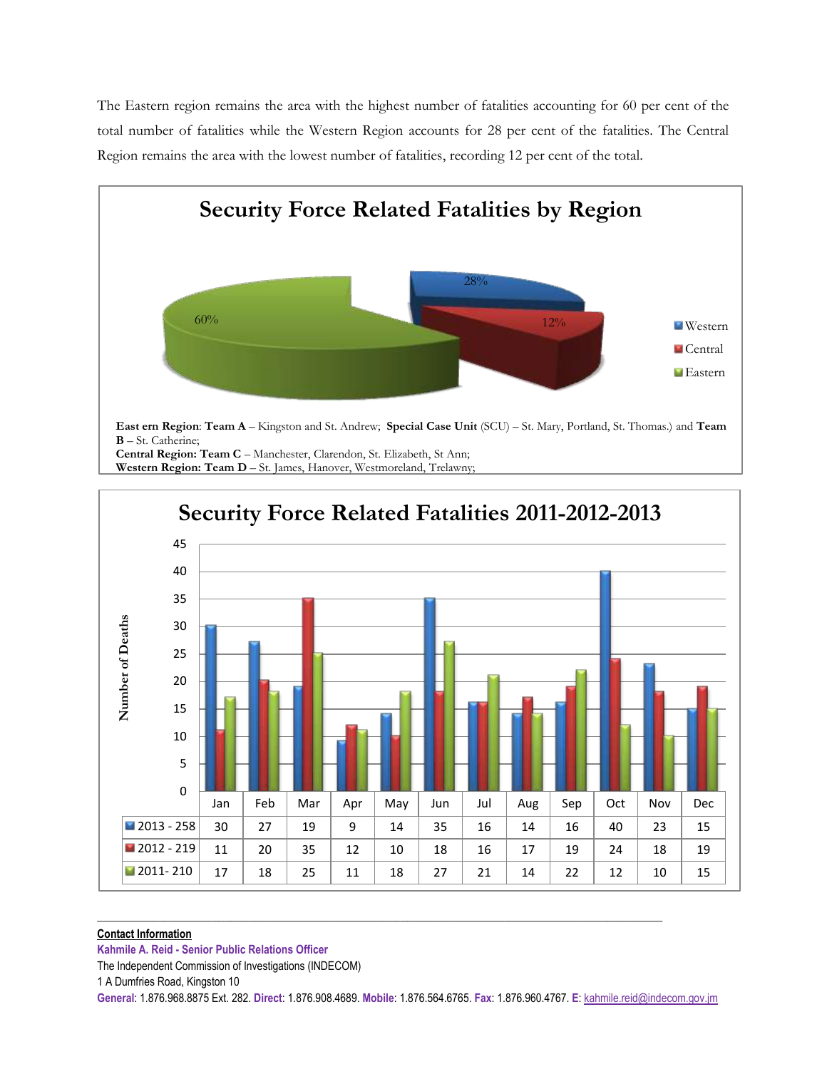The Eastern region remains the area with the highest number of fatalities accounting for 60 per cent of the total number of fatalities while the Western Region accounts for 28 per cent of the fatalities. The Central Region remains the area with the lowest number of fatalities, recording 12 per cent of the total.

## Security Force Related Fatalities by Region

| Region | Share |
|---|---|
| Western | 28% |
| Central | 12% |
| Eastern | 60% |

**East ern Region**: **Team A** – Kingston and St. Andrew; **Special Case Unit** (SCU) – St. Mary, Portland, St. Thomas.) and **Team B** – St. Catherine;
**Central Region: Team C** – Manchester, Clarendon, St. Elizabeth, St Ann;
**Western Region: Team D** – St. James, Hanover, Westmoreland, Trelawny;

## Security Force Related Fatalities 2011-2012-2013

| | Jan | Feb | Mar | Apr | May | Jun | Jul | Aug | Sep | Oct | Nov | Dec |
|---|---|---|---|---|---|---|---|---|---|---|---|---|
| 2013 - 258 | 30 | 27 | 19 | 9 | 14 | 35 | 16 | 14 | 16 | 40 | 23 | 15 |
| 2012 - 219 | 11 | 20 | 35 | 12 | 10 | 18 | 16 | 17 | 19 | 24 | 18 | 19 |
| 2011- 210 | 17 | 18 | 25 | 11 | 18 | 27 | 21 | 14 | 22 | 12 | 10 | 15 |

---

**Contact Information**
**Kahmile A. Reid - Senior Public Relations Officer**
The Independent Commission of Investigations (INDECOM)
1 A Dumfries Road, Kingston 10
**General**: 1.876.968.8875 Ext. 282. **Direct**: 1.876.908.4689. **Mobile**: 1.876.564.6765. **Fax**: 1.876.960.4767. **E**: kahmile.reid@indecom.gov.jm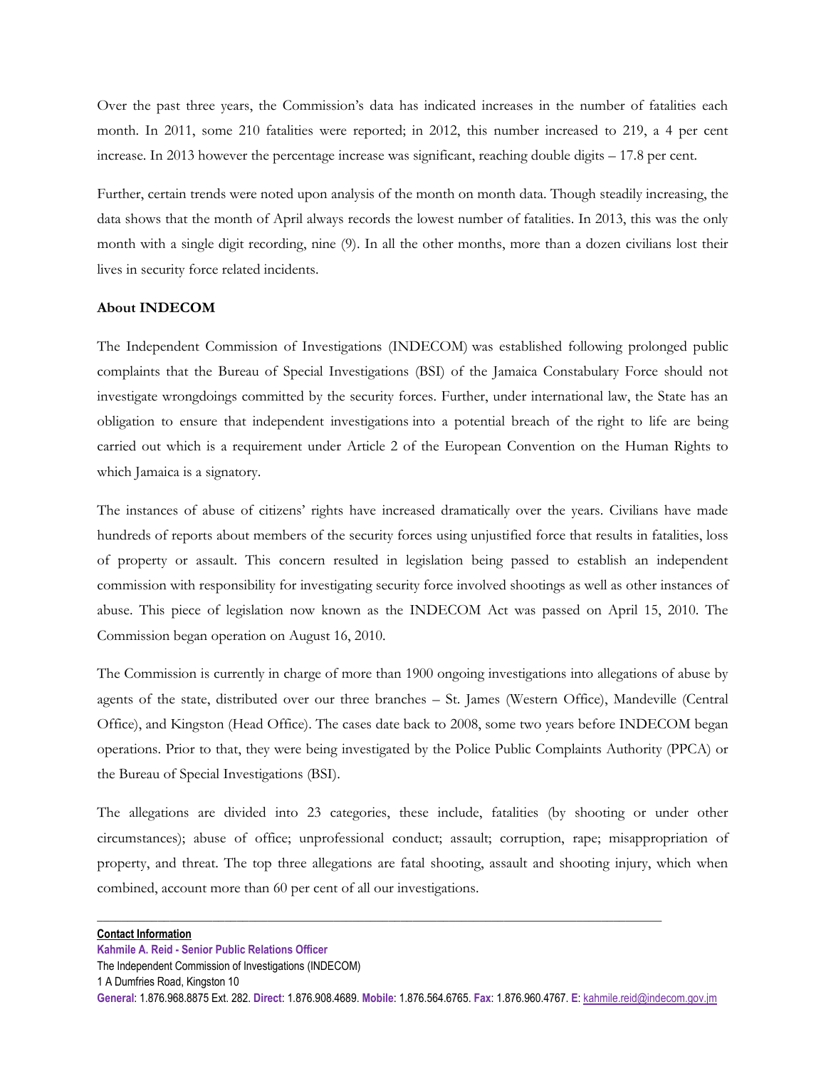Over the past three years, the Commission's data has indicated increases in the number of fatalities each month. In 2011, some 210 fatalities were reported; in 2012, this number increased to 219, a 4 per cent increase. In 2013 however the percentage increase was significant, reaching double digits – 17.8 per cent.

Further, certain trends were noted upon analysis of the month on month data. Though steadily increasing, the data shows that the month of April always records the lowest number of fatalities. In 2013, this was the only month with a single digit recording, nine (9). In all the other months, more than a dozen civilians lost their lives in security force related incidents.

**About INDECOM**

The Independent Commission of Investigations (INDECOM) was established following prolonged public complaints that the Bureau of Special Investigations (BSI) of the Jamaica Constabulary Force should not investigate wrongdoings committed by the security forces. Further, under international law, the State has an obligation to ensure that independent investigations into a potential breach of the right to life are being carried out which is a requirement under Article 2 of the European Convention on the Human Rights to which Jamaica is a signatory.

The instances of abuse of citizens' rights have increased dramatically over the years. Civilians have made hundreds of reports about members of the security forces using unjustified force that results in fatalities, loss of property or assault. This concern resulted in legislation being passed to establish an independent commission with responsibility for investigating security force involved shootings as well as other instances of abuse. This piece of legislation now known as the INDECOM Act was passed on April 15, 2010. The Commission began operation on August 16, 2010.

The Commission is currently in charge of more than 1900 ongoing investigations into allegations of abuse by agents of the state, distributed over our three branches – St. James (Western Office), Mandeville (Central Office), and Kingston (Head Office). The cases date back to 2008, some two years before INDECOM began operations. Prior to that, they were being investigated by the Police Public Complaints Authority (PPCA) or the Bureau of Special Investigations (BSI).

The allegations are divided into 23 categories, these include, fatalities (by shooting or under other circumstances); abuse of office; unprofessional conduct; assault; corruption, rape; misappropriation of property, and threat. The top three allegations are fatal shooting, assault and shooting injury, which when combined, account more than 60 per cent of all our investigations.

---

**Contact Information**
**Kahmile A. Reid - Senior Public Relations Officer**
The Independent Commission of Investigations (INDECOM)
1 A Dumfries Road, Kingston 10
**General**: 1.876.968.8875 Ext. 282. **Direct**: 1.876.908.4689. **Mobile**: 1.876.564.6765. **Fax**: 1.876.960.4767. **E**: kahmile.reid@indecom.gov.jm